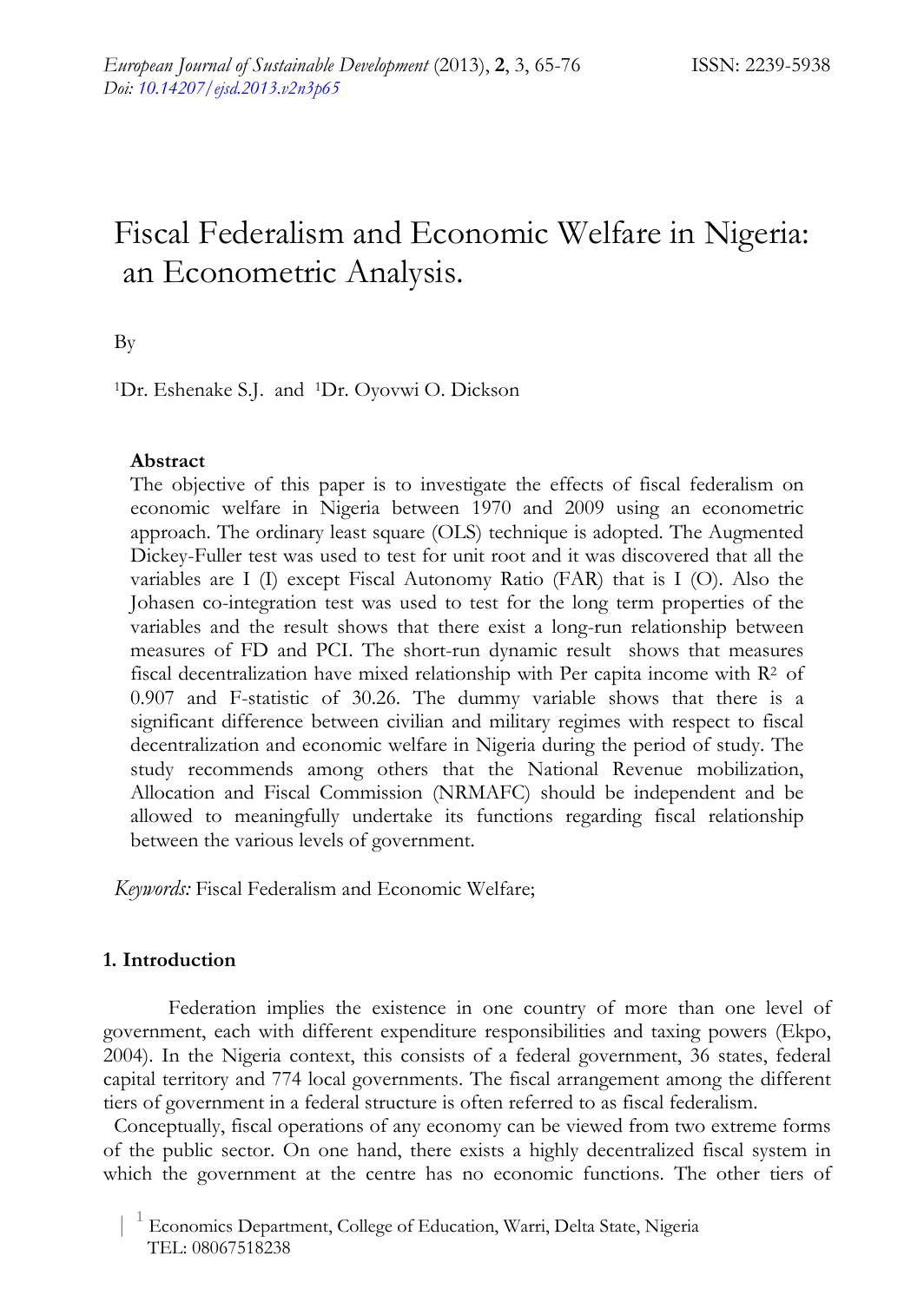# Fiscal Federalism and Economic Welfare in Nigeria: an Econometric Analysis.

By

[1]Dr. Eshenake S.J. and [1]Dr. Oyovwi O. Dickson

**Abstract**

The objective of this paper is to investigate the effects of fiscal federalism on economic welfare in Nigeria between 1970 and 2009 using an econometric approach. The ordinary least square (OLS) technique is adopted. The Augmented Dickey-Fuller test was used to test for unit root and it was discovered that all the variables are I (I) except Fiscal Autonomy Ratio (FAR) that is I (O). Also the Johasen co-integration test was used to test for the long term properties of the variables and the result shows that there exist a long-run relationship between measures of FD and PCI. The short-run dynamic result shows that measures fiscal decentralization have mixed relationship with Per capita income with $R^2$ of 0.907 and F-statistic of 30.26. The dummy variable shows that there is a significant difference between civilian and military regimes with respect to fiscal decentralization and economic welfare in Nigeria during the period of study. The study recommends among others that the National Revenue mobilization, Allocation and Fiscal Commission (NRMAFC) should be independent and be allowed to meaningfully undertake its functions regarding fiscal relationship between the various levels of government.

*Keywords:* Fiscal Federalism and Economic Welfare;

## 1. Introduction

Federation implies the existence in one country of more than one level of government, each with different expenditure responsibilities and taxing powers (Ekpo, 2004). In the Nigeria context, this consists of a federal government, 36 states, federal capital territory and 774 local governments. The fiscal arrangement among the different tiers of government in a federal structure is often referred to as fiscal federalism.

Conceptually, fiscal operations of any economy can be viewed from two extreme forms of the public sector. On one hand, there exists a highly decentralized fiscal system in which the government at the centre has no economic functions. The other tiers of

[1] Economics Department, College of Education, Warri, Delta State, Nigeria
TEL: 08067518238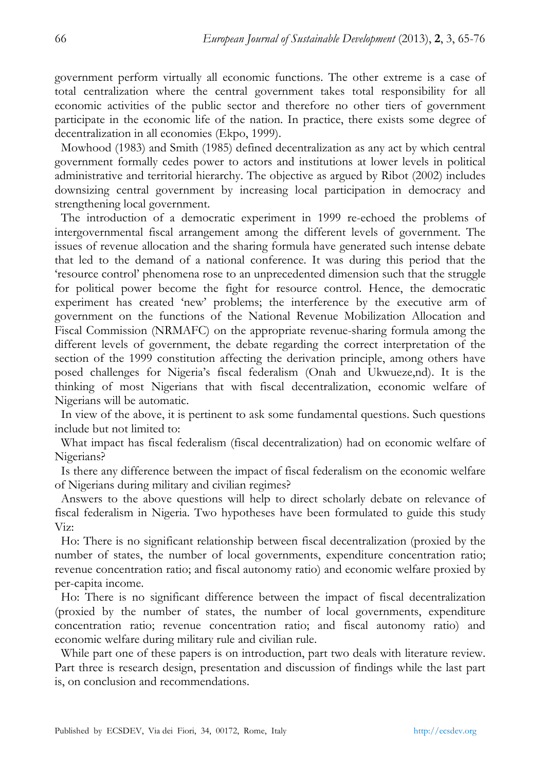government perform virtually all economic functions. The other extreme is a case of total centralization where the central government takes total responsibility for all economic activities of the public sector and therefore no other tiers of government participate in the economic life of the nation. In practice, there exists some degree of decentralization in all economies (Ekpo, 1999).

Mowhood (1983) and Smith (1985) defined decentralization as any act by which central government formally cedes power to actors and institutions at lower levels in political administrative and territorial hierarchy. The objective as argued by Ribot (2002) includes downsizing central government by increasing local participation in democracy and strengthening local government.

The introduction of a democratic experiment in 1999 re-echoed the problems of intergovernmental fiscal arrangement among the different levels of government. The issues of revenue allocation and the sharing formula have generated such intense debate that led to the demand of a national conference. It was during this period that the 'resource control' phenomena rose to an unprecedented dimension such that the struggle for political power become the fight for resource control. Hence, the democratic experiment has created 'new' problems; the interference by the executive arm of government on the functions of the National Revenue Mobilization Allocation and Fiscal Commission (NRMAFC) on the appropriate revenue-sharing formula among the different levels of government, the debate regarding the correct interpretation of the section of the 1999 constitution affecting the derivation principle, among others have posed challenges for Nigeria's fiscal federalism (Onah and Ukwueze,nd). It is the thinking of most Nigerians that with fiscal decentralization, economic welfare of Nigerians will be automatic.

In view of the above, it is pertinent to ask some fundamental questions. Such questions include but not limited to:

What impact has fiscal federalism (fiscal decentralization) had on economic welfare of Nigerians?

Is there any difference between the impact of fiscal federalism on the economic welfare of Nigerians during military and civilian regimes?

Answers to the above questions will help to direct scholarly debate on relevance of fiscal federalism in Nigeria. Two hypotheses have been formulated to guide this study Viz:

Ho: There is no significant relationship between fiscal decentralization (proxied by the number of states, the number of local governments, expenditure concentration ratio; revenue concentration ratio; and fiscal autonomy ratio) and economic welfare proxied by per-capita income.

Ho: There is no significant difference between the impact of fiscal decentralization (proxied by the number of states, the number of local governments, expenditure concentration ratio; revenue concentration ratio; and fiscal autonomy ratio) and economic welfare during military rule and civilian rule.

While part one of these papers is on introduction, part two deals with literature review. Part three is research design, presentation and discussion of findings while the last part is, on conclusion and recommendations.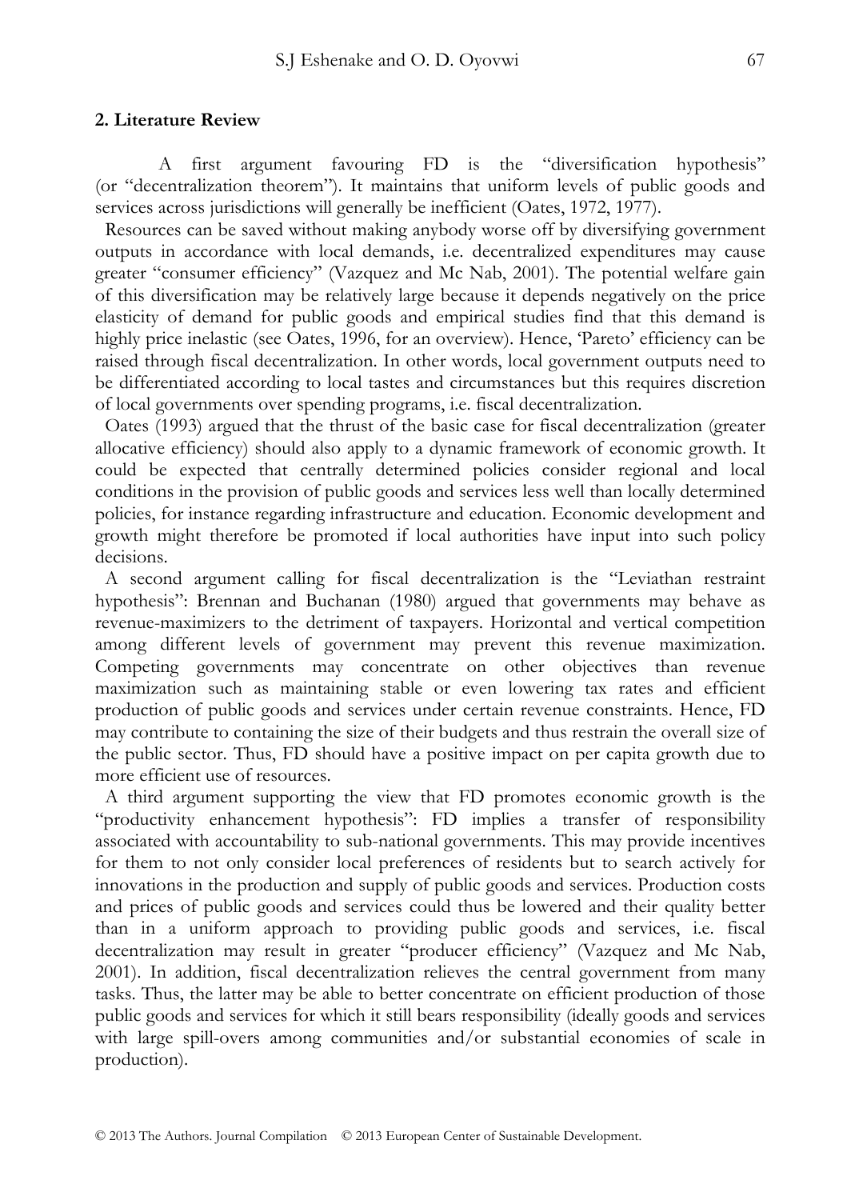## 2. Literature Review

A first argument favouring FD is the "diversification hypothesis" (or "decentralization theorem"). It maintains that uniform levels of public goods and services across jurisdictions will generally be inefficient (Oates, 1972, 1977).

Resources can be saved without making anybody worse off by diversifying government outputs in accordance with local demands, i.e. decentralized expenditures may cause greater "consumer efficiency" (Vazquez and Mc Nab, 2001). The potential welfare gain of this diversification may be relatively large because it depends negatively on the price elasticity of demand for public goods and empirical studies find that this demand is highly price inelastic (see Oates, 1996, for an overview). Hence, 'Pareto' efficiency can be raised through fiscal decentralization. In other words, local government outputs need to be differentiated according to local tastes and circumstances but this requires discretion of local governments over spending programs, i.e. fiscal decentralization.

Oates (1993) argued that the thrust of the basic case for fiscal decentralization (greater allocative efficiency) should also apply to a dynamic framework of economic growth. It could be expected that centrally determined policies consider regional and local conditions in the provision of public goods and services less well than locally determined policies, for instance regarding infrastructure and education. Economic development and growth might therefore be promoted if local authorities have input into such policy decisions.

A second argument calling for fiscal decentralization is the "Leviathan restraint hypothesis": Brennan and Buchanan (1980) argued that governments may behave as revenue-maximizers to the detriment of taxpayers. Horizontal and vertical competition among different levels of government may prevent this revenue maximization. Competing governments may concentrate on other objectives than revenue maximization such as maintaining stable or even lowering tax rates and efficient production of public goods and services under certain revenue constraints. Hence, FD may contribute to containing the size of their budgets and thus restrain the overall size of the public sector. Thus, FD should have a positive impact on per capita growth due to more efficient use of resources.

A third argument supporting the view that FD promotes economic growth is the "productivity enhancement hypothesis": FD implies a transfer of responsibility associated with accountability to sub-national governments. This may provide incentives for them to not only consider local preferences of residents but to search actively for innovations in the production and supply of public goods and services. Production costs and prices of public goods and services could thus be lowered and their quality better than in a uniform approach to providing public goods and services, i.e. fiscal decentralization may result in greater "producer efficiency" (Vazquez and Mc Nab, 2001). In addition, fiscal decentralization relieves the central government from many tasks. Thus, the latter may be able to better concentrate on efficient production of those public goods and services for which it still bears responsibility (ideally goods and services with large spill-overs among communities and/or substantial economies of scale in production).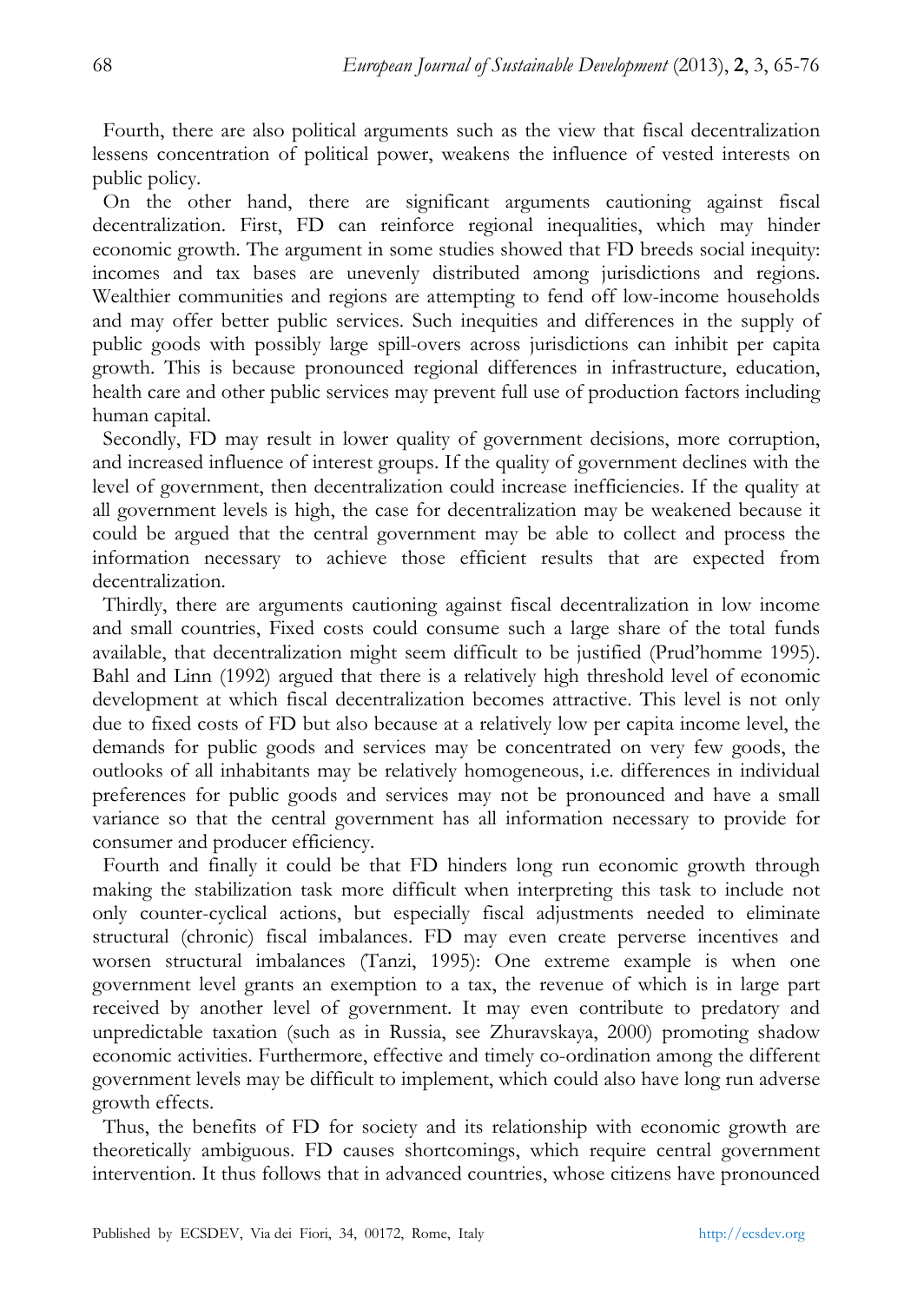Fourth, there are also political arguments such as the view that fiscal decentralization lessens concentration of political power, weakens the influence of vested interests on public policy.

On the other hand, there are significant arguments cautioning against fiscal decentralization. First, FD can reinforce regional inequalities, which may hinder economic growth. The argument in some studies showed that FD breeds social inequity: incomes and tax bases are unevenly distributed among jurisdictions and regions. Wealthier communities and regions are attempting to fend off low-income households and may offer better public services. Such inequities and differences in the supply of public goods with possibly large spill-overs across jurisdictions can inhibit per capita growth. This is because pronounced regional differences in infrastructure, education, health care and other public services may prevent full use of production factors including human capital.

Secondly, FD may result in lower quality of government decisions, more corruption, and increased influence of interest groups. If the quality of government declines with the level of government, then decentralization could increase inefficiencies. If the quality at all government levels is high, the case for decentralization may be weakened because it could be argued that the central government may be able to collect and process the information necessary to achieve those efficient results that are expected from decentralization.

Thirdly, there are arguments cautioning against fiscal decentralization in low income and small countries, Fixed costs could consume such a large share of the total funds available, that decentralization might seem difficult to be justified (Prud'homme 1995). Bahl and Linn (1992) argued that there is a relatively high threshold level of economic development at which fiscal decentralization becomes attractive. This level is not only due to fixed costs of FD but also because at a relatively low per capita income level, the demands for public goods and services may be concentrated on very few goods, the outlooks of all inhabitants may be relatively homogeneous, i.e. differences in individual preferences for public goods and services may not be pronounced and have a small variance so that the central government has all information necessary to provide for consumer and producer efficiency.

Fourth and finally it could be that FD hinders long run economic growth through making the stabilization task more difficult when interpreting this task to include not only counter-cyclical actions, but especially fiscal adjustments needed to eliminate structural (chronic) fiscal imbalances. FD may even create perverse incentives and worsen structural imbalances (Tanzi, 1995): One extreme example is when one government level grants an exemption to a tax, the revenue of which is in large part received by another level of government. It may even contribute to predatory and unpredictable taxation (such as in Russia, see Zhuravskaya, 2000) promoting shadow economic activities. Furthermore, effective and timely co-ordination among the different government levels may be difficult to implement, which could also have long run adverse growth effects.

Thus, the benefits of FD for society and its relationship with economic growth are theoretically ambiguous. FD causes shortcomings, which require central government intervention. It thus follows that in advanced countries, whose citizens have pronounced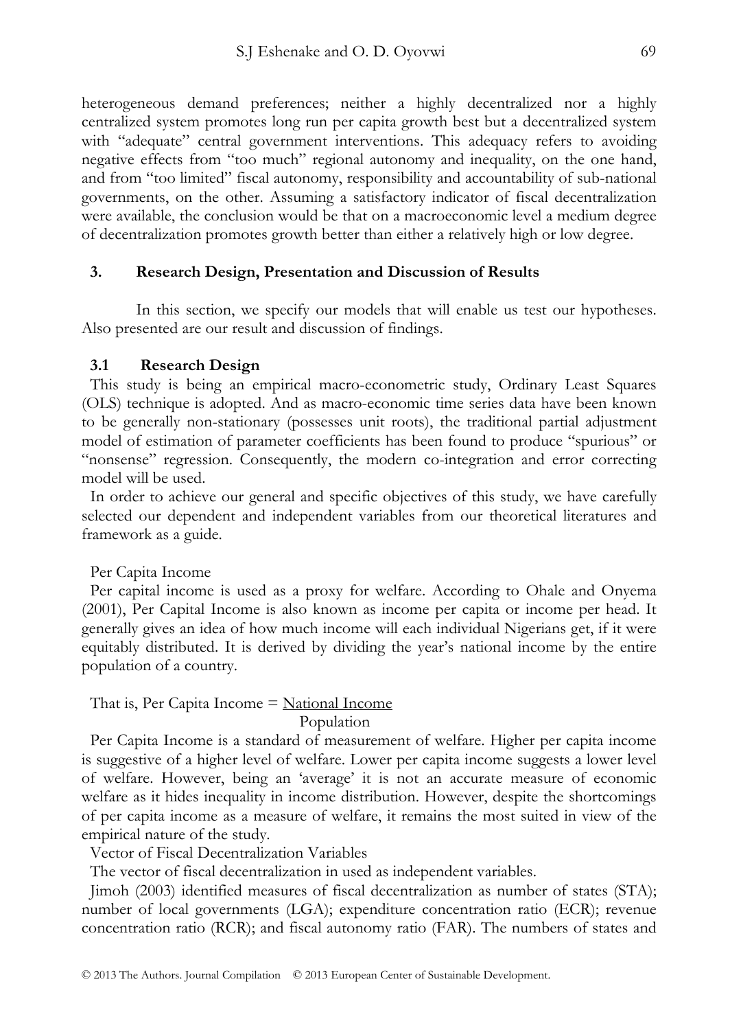heterogeneous demand preferences; neither a highly decentralized nor a highly centralized system promotes long run per capita growth best but a decentralized system with "adequate" central government interventions. This adequacy refers to avoiding negative effects from "too much" regional autonomy and inequality, on the one hand, and from "too limited" fiscal autonomy, responsibility and accountability of sub-national governments, on the other. Assuming a satisfactory indicator of fiscal decentralization were available, the conclusion would be that on a macroeconomic level a medium degree of decentralization promotes growth better than either a relatively high or low degree.

## 3. Research Design, Presentation and Discussion of Results

In this section, we specify our models that will enable us test our hypotheses. Also presented are our result and discussion of findings.

### 3.1 Research Design

This study is being an empirical macro-econometric study, Ordinary Least Squares (OLS) technique is adopted. And as macro-economic time series data have been known to be generally non-stationary (possesses unit roots), the traditional partial adjustment model of estimation of parameter coefficients has been found to produce "spurious" or "nonsense" regression. Consequently, the modern co-integration and error correcting model will be used.

In order to achieve our general and specific objectives of this study, we have carefully selected our dependent and independent variables from our theoretical literatures and framework as a guide.

Per Capita Income

Per capital income is used as a proxy for welfare. According to Ohale and Onyema (2001), Per Capital Income is also known as income per capita or income per head. It generally gives an idea of how much income will each individual Nigerians get, if it were equitably distributed. It is derived by dividing the year's national income by the entire population of a country.

That is, Per Capita Income = $\dfrac{\text{National Income}}{\text{Population}}$

Per Capita Income is a standard of measurement of welfare. Higher per capita income is suggestive of a higher level of welfare. Lower per capita income suggests a lower level of welfare. However, being an 'average' it is not an accurate measure of economic welfare as it hides inequality in income distribution. However, despite the shortcomings of per capita income as a measure of welfare, it remains the most suited in view of the empirical nature of the study.

Vector of Fiscal Decentralization Variables

The vector of fiscal decentralization in used as independent variables.

Jimoh (2003) identified measures of fiscal decentralization as number of states (STA); number of local governments (LGA); expenditure concentration ratio (ECR); revenue concentration ratio (RCR); and fiscal autonomy ratio (FAR). The numbers of states and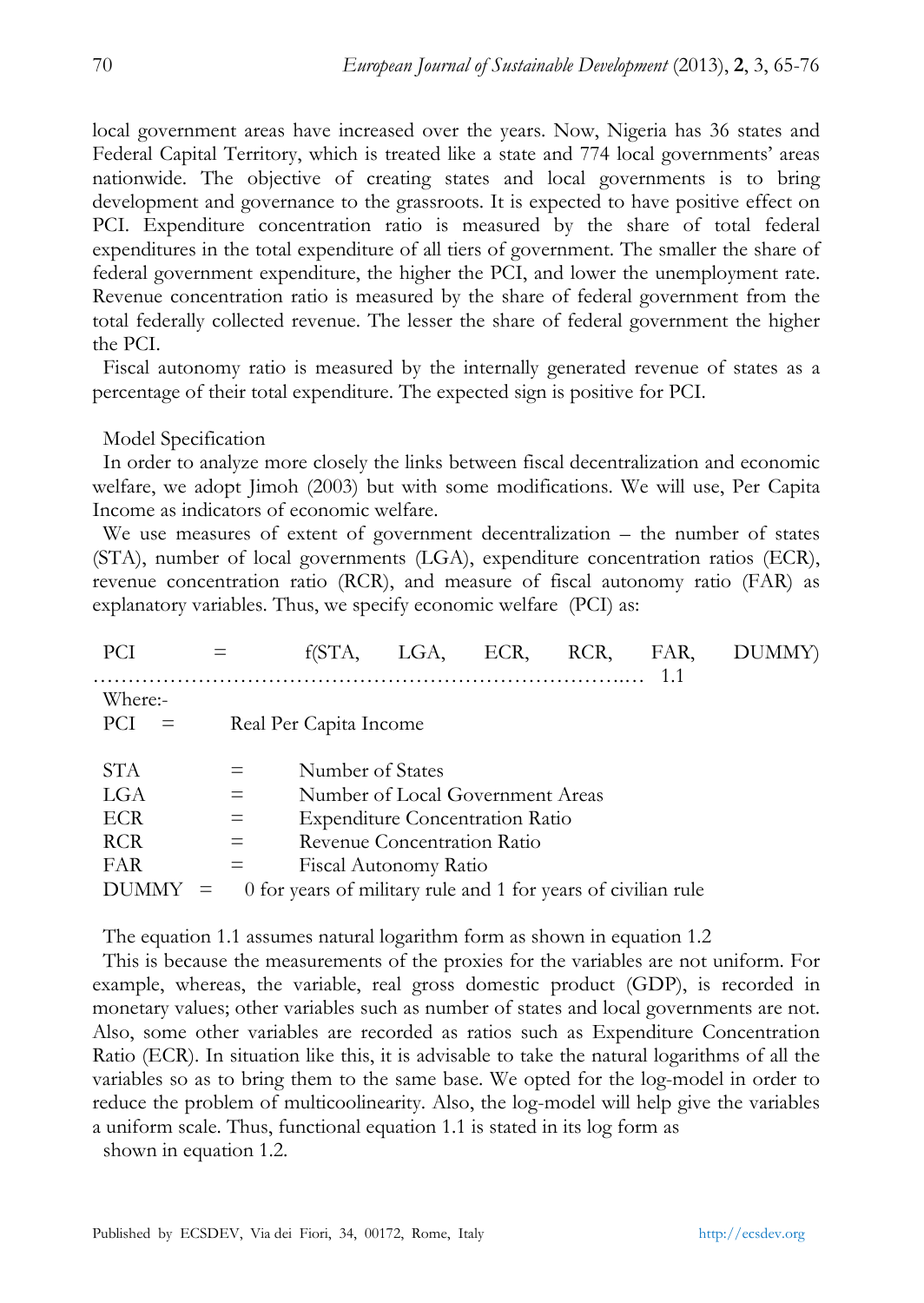local government areas have increased over the years. Now, Nigeria has 36 states and Federal Capital Territory, which is treated like a state and 774 local governments' areas nationwide. The objective of creating states and local governments is to bring development and governance to the grassroots. It is expected to have positive effect on PCI. Expenditure concentration ratio is measured by the share of total federal expenditures in the total expenditure of all tiers of government. The smaller the share of federal government expenditure, the higher the PCI, and lower the unemployment rate. Revenue concentration ratio is measured by the share of federal government from the total federally collected revenue. The lesser the share of federal government the higher the PCI.

Fiscal autonomy ratio is measured by the internally generated revenue of states as a percentage of their total expenditure. The expected sign is positive for PCI.

Model Specification

In order to analyze more closely the links between fiscal decentralization and economic welfare, we adopt Jimoh (2003) but with some modifications. We will use, Per Capita Income as indicators of economic welfare.

We use measures of extent of government decentralization – the number of states (STA), number of local governments (LGA), expenditure concentration ratios (ECR), revenue concentration ratio (RCR), and measure of fiscal autonomy ratio (FAR) as explanatory variables. Thus, we specify economic welfare (PCI) as:

$$PCI = f(STA, LGA, ECR, RCR, FAR, DUMMY) \quad \ldots\ldots 1.1$$

Where:-

PCI = Real Per Capita Income

STA = Number of States
LGA = Number of Local Government Areas
ECR = Expenditure Concentration Ratio
RCR = Revenue Concentration Ratio
FAR = Fiscal Autonomy Ratio
DUMMY = 0 for years of military rule and 1 for years of civilian rule

The equation 1.1 assumes natural logarithm form as shown in equation 1.2

This is because the measurements of the proxies for the variables are not uniform. For example, whereas, the variable, real gross domestic product (GDP), is recorded in monetary values; other variables such as number of states and local governments are not. Also, some other variables are recorded as ratios such as Expenditure Concentration Ratio (ECR). In situation like this, it is advisable to take the natural logarithms of all the variables so as to bring them to the same base. We opted for the log-model in order to reduce the problem of multicoolinearity. Also, the log-model will help give the variables a uniform scale. Thus, functional equation 1.1 is stated in its log form as shown in equation 1.2.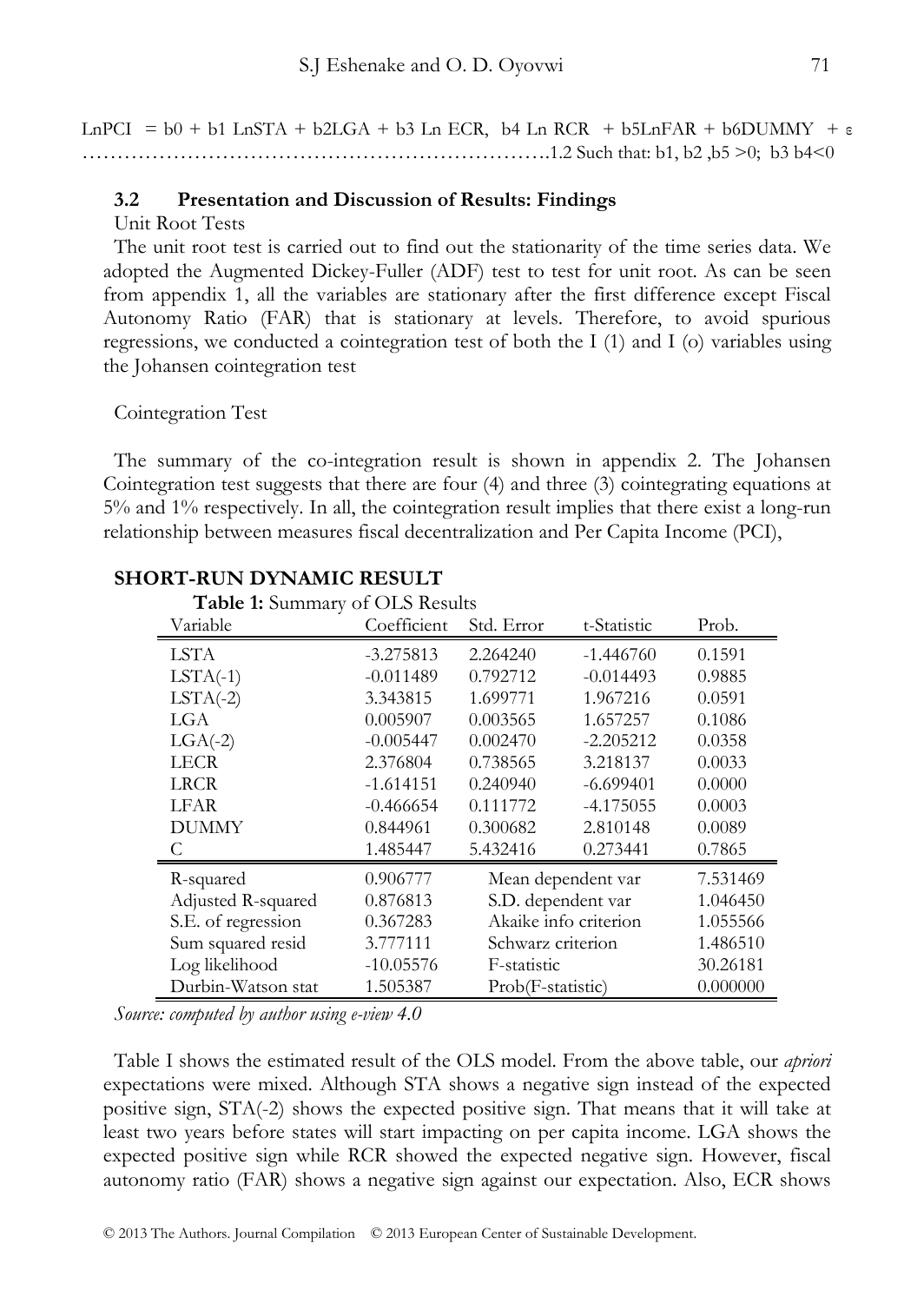$LnPCI = b0 + b1 LnSTA + b2LGA + b3 Ln ECR, b4 Ln RCR + b5LnFAR + b6DUMMY + \varepsilon$ ………………………………………………………….1.2 Such that: b1, b2 ,b5 >0; b3 b4<0

### 3.2 Presentation and Discussion of Results: Findings

Unit Root Tests

The unit root test is carried out to find out the stationarity of the time series data. We adopted the Augmented Dickey-Fuller (ADF) test to test for unit root. As can be seen from appendix 1, all the variables are stationary after the first difference except Fiscal Autonomy Ratio (FAR) that is stationary at levels. Therefore, to avoid spurious regressions, we conducted a cointegration test of both the I (1) and I (o) variables using the Johansen cointegration test

Cointegration Test

The summary of the co-integration result is shown in appendix 2. The Johansen Cointegration test suggests that there are four (4) and three (3) cointegrating equations at 5% and 1% respectively. In all, the cointegration result implies that there exist a long-run relationship between measures fiscal decentralization and Per Capita Income (PCI),

## SHORT-RUN DYNAMIC RESULT

**Table 1:** Summary of OLS Results

| Variable | Coefficient | Std. Error | t-Statistic | Prob. |
|---|---|---|---|---|
| LSTA | -3.275813 | 2.264240 | -1.446760 | 0.1591 |
| LSTA(-1) | -0.011489 | 0.792712 | -0.014493 | 0.9885 |
| LSTA(-2) | 3.343815 | 1.699771 | 1.967216 | 0.0591 |
| LGA | 0.005907 | 0.003565 | 1.657257 | 0.1086 |
| LGA(-2) | -0.005447 | 0.002470 | -2.205212 | 0.0358 |
| LECR | 2.376804 | 0.738565 | 3.218137 | 0.0033 |
| LRCR | -1.614151 | 0.240940 | -6.699401 | 0.0000 |
| LFAR | -0.466654 | 0.111772 | -4.175055 | 0.0003 |
| DUMMY | 0.844961 | 0.300682 | 2.810148 | 0.0089 |
| C | 1.485447 | 5.432416 | 0.273441 | 0.7865 |
| R-squared | 0.906777 | Mean dependent var | | 7.531469 |
| Adjusted R-squared | 0.876813 | S.D. dependent var | | 1.046450 |
| S.E. of regression | 0.367283 | Akaike info criterion | | 1.055566 |
| Sum squared resid | 3.777111 | Schwarz criterion | | 1.486510 |
| Log likelihood | -10.05576 | F-statistic | | 30.26181 |
| Durbin-Watson stat | 1.505387 | Prob(F-statistic) | | 0.000000 |

*Source: computed by author using e-view 4.0*

Table I shows the estimated result of the OLS model. From the above table, our *apriori* expectations were mixed. Although STA shows a negative sign instead of the expected positive sign, STA(-2) shows the expected positive sign. That means that it will take at least two years before states will start impacting on per capita income. LGA shows the expected positive sign while RCR showed the expected negative sign. However, fiscal autonomy ratio (FAR) shows a negative sign against our expectation. Also, ECR shows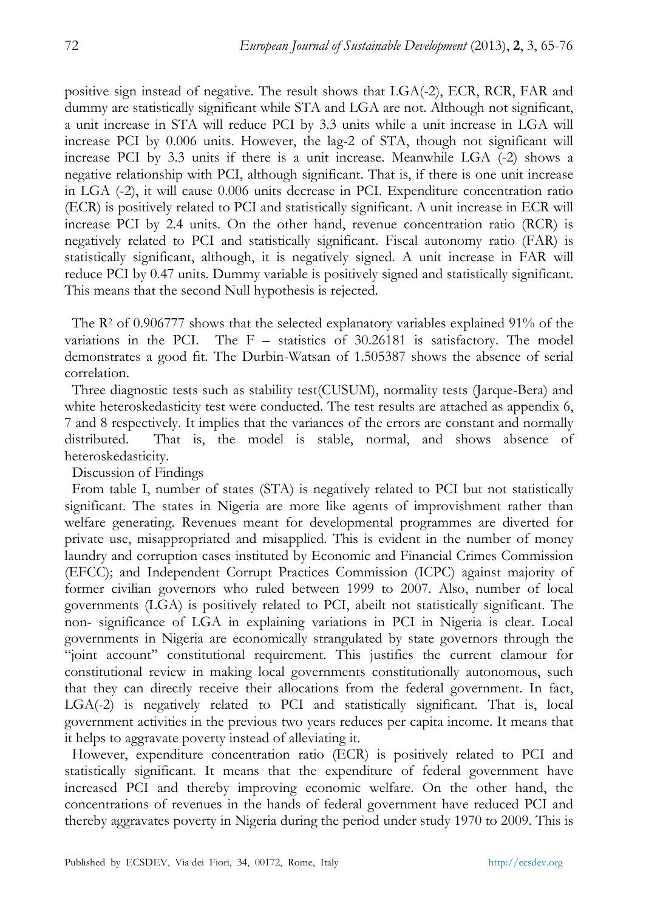positive sign instead of negative. The result shows that LGA(-2), ECR, RCR, FAR and dummy are statistically significant while STA and LGA are not. Although not significant, a unit increase in STA will reduce PCI by 3.3 units while a unit increase in LGA will increase PCI by 0.006 units. However, the lag-2 of STA, though not significant will increase PCI by 3.3 units if there is a unit increase. Meanwhile LGA (-2) shows a negative relationship with PCI, although significant. That is, if there is one unit increase in LGA (-2), it will cause 0.006 units decrease in PCI. Expenditure concentration ratio (ECR) is positively related to PCI and statistically significant. A unit increase in ECR will increase PCI by 2.4 units. On the other hand, revenue concentration ratio (RCR) is negatively related to PCI and statistically significant. Fiscal autonomy ratio (FAR) is statistically significant, although, it is negatively signed. A unit increase in FAR will reduce PCI by 0.47 units. Dummy variable is positively signed and statistically significant. This means that the second Null hypothesis is rejected.

The $R^2$ of 0.906777 shows that the selected explanatory variables explained 91% of the variations in the PCI. The F – statistics of 30.26181 is satisfactory. The model demonstrates a good fit. The Durbin-Watsan of 1.505387 shows the absence of serial correlation.

Three diagnostic tests such as stability test(CUSUM), normality tests (Jarque-Bera) and white heteroskedasticity test were conducted. The test results are attached as appendix 6, 7 and 8 respectively. It implies that the variances of the errors are constant and normally distributed. That is, the model is stable, normal, and shows absence of heteroskedasticity.

Discussion of Findings

From table I, number of states (STA) is negatively related to PCI but not statistically significant. The states in Nigeria are more like agents of improvishment rather than welfare generating. Revenues meant for developmental programmes are diverted for private use, misappropriated and misapplied. This is evident in the number of money laundry and corruption cases instituted by Economic and Financial Crimes Commission (EFCC); and Independent Corrupt Practices Commission (ICPC) against majority of former civilian governors who ruled between 1999 to 2007. Also, number of local governments (LGA) is positively related to PCI, abeilt not statistically significant. The non- significance of LGA in explaining variations in PCI in Nigeria is clear. Local governments in Nigeria are economically strangulated by state governors through the "joint account" constitutional requirement. This justifies the current clamour for constitutional review in making local governments constitutionally autonomous, such that they can directly receive their allocations from the federal government. In fact, LGA(-2) is negatively related to PCI and statistically significant. That is, local government activities in the previous two years reduces per capita income. It means that it helps to aggravate poverty instead of alleviating it.

However, expenditure concentration ratio (ECR) is positively related to PCI and statistically significant. It means that the expenditure of federal government have increased PCI and thereby improving economic welfare. On the other hand, the concentrations of revenues in the hands of federal government have reduced PCI and thereby aggravates poverty in Nigeria during the period under study 1970 to 2009. This is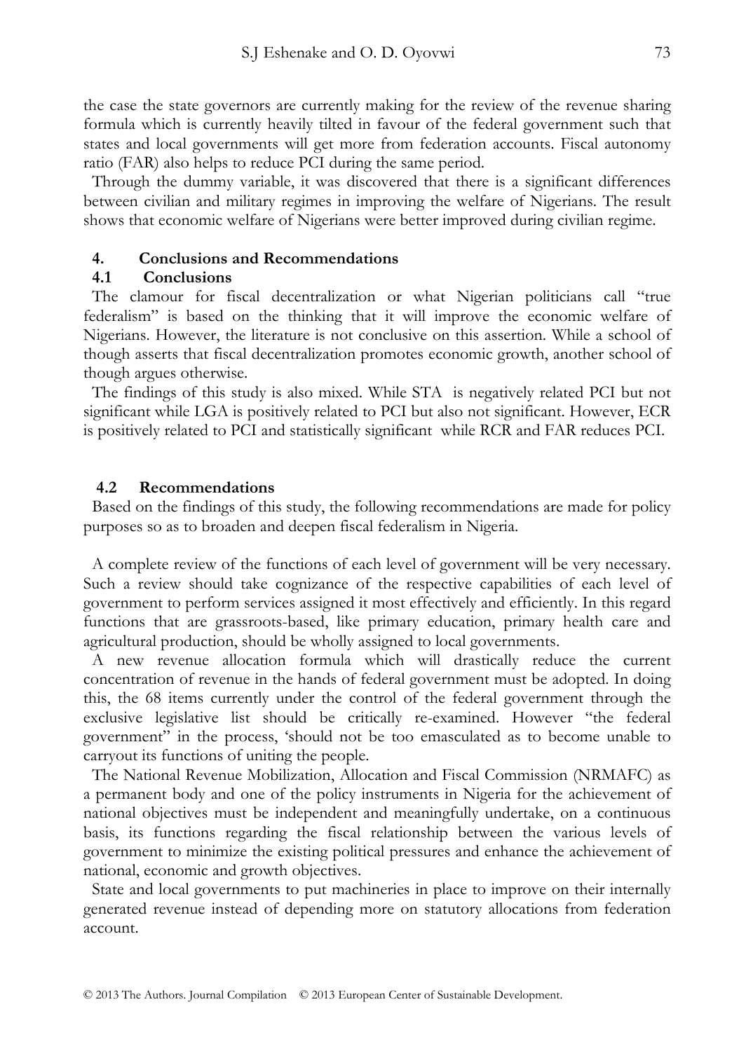the case the state governors are currently making for the review of the revenue sharing formula which is currently heavily tilted in favour of the federal government such that states and local governments will get more from federation accounts. Fiscal autonomy ratio (FAR) also helps to reduce PCI during the same period.

Through the dummy variable, it was discovered that there is a significant differences between civilian and military regimes in improving the welfare of Nigerians. The result shows that economic welfare of Nigerians were better improved during civilian regime.

## 4. Conclusions and Recommendations

### 4.1 Conclusions

The clamour for fiscal decentralization or what Nigerian politicians call "true federalism" is based on the thinking that it will improve the economic welfare of Nigerians. However, the literature is not conclusive on this assertion. While a school of though asserts that fiscal decentralization promotes economic growth, another school of though argues otherwise.

The findings of this study is also mixed. While STA is negatively related PCI but not significant while LGA is positively related to PCI but also not significant. However, ECR is positively related to PCI and statistically significant while RCR and FAR reduces PCI.

### 4.2 Recommendations

Based on the findings of this study, the following recommendations are made for policy purposes so as to broaden and deepen fiscal federalism in Nigeria.

A complete review of the functions of each level of government will be very necessary. Such a review should take cognizance of the respective capabilities of each level of government to perform services assigned it most effectively and efficiently. In this regard functions that are grassroots-based, like primary education, primary health care and agricultural production, should be wholly assigned to local governments.

A new revenue allocation formula which will drastically reduce the current concentration of revenue in the hands of federal government must be adopted. In doing this, the 68 items currently under the control of the federal government through the exclusive legislative list should be critically re-examined. However "the federal government" in the process, 'should not be too emasculated as to become unable to carryout its functions of uniting the people.

The National Revenue Mobilization, Allocation and Fiscal Commission (NRMAFC) as a permanent body and one of the policy instruments in Nigeria for the achievement of national objectives must be independent and meaningfully undertake, on a continuous basis, its functions regarding the fiscal relationship between the various levels of government to minimize the existing political pressures and enhance the achievement of national, economic and growth objectives.

State and local governments to put machineries in place to improve on their internally generated revenue instead of depending more on statutory allocations from federation account.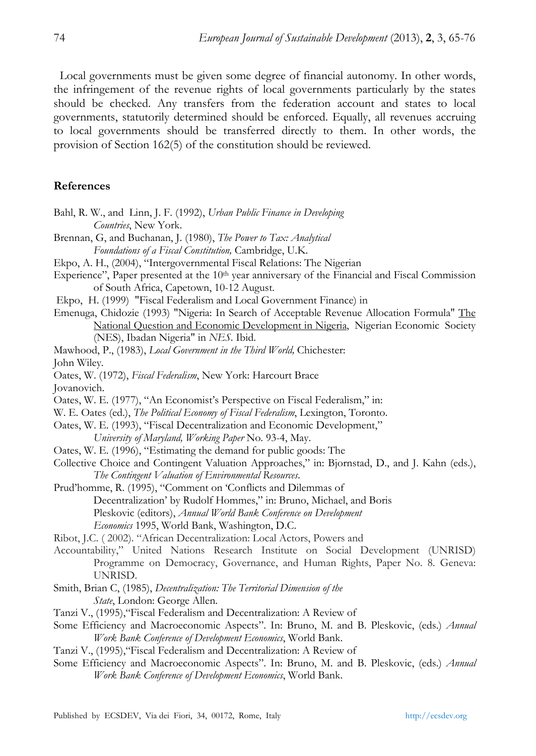Local governments must be given some degree of financial autonomy. In other words, the infringement of the revenue rights of local governments particularly by the states should be checked. Any transfers from the federation account and states to local governments, statutorily determined should be enforced. Equally, all revenues accruing to local governments should be transferred directly to them. In other words, the provision of Section 162(5) of the constitution should be reviewed.

## References

Bahl, R. W., and Linn, J. F. (1992), *Urban Public Finance in Developing Countries*, New York.

Brennan, G, and Buchanan, J. (1980), *The Power to Tax: Analytical Foundations of a Fiscal Constitution,* Cambridge, U.K.

Ekpo, A. H., (2004), "Intergovernmental Fiscal Relations: The Nigerian Experience", Paper presented at the 10th year anniversary of the Financial and Fiscal Commission of South Africa, Capetown, 10-12 August.

Ekpo, H. (1999) "Fiscal Federalism and Local Government Finance) in

Emenuga, Chidozie (1993) "Nigeria: In Search of Acceptable Revenue Allocation Formula" The National Question and Economic Development in Nigeria, Nigerian Economic Society (NES), Ibadan Nigeria" in *NES*. Ibid.

Mawhood, P., (1983), *Local Government in the Third World,* Chichester: John Wiley.

Oates, W. (1972), *Fiscal Federalism*, New York: Harcourt Brace Jovanovich.

Oates, W. E. (1977), "An Economist's Perspective on Fiscal Federalism," in: W. E. Oates (ed.), *The Political Economy of Fiscal Federalism*, Lexington, Toronto.

Oates, W. E. (1993), "Fiscal Decentralization and Economic Development," *University of Maryland, Working Paper* No. 93-4, May.

Oates, W. E. (1996), "Estimating the demand for public goods: The Collective Choice and Contingent Valuation Approaches," in: Bjornstad, D., and J. Kahn (eds.), *The Contingent Valuation of Environmental Resources*.

Prud'homme, R. (1995), "Comment on 'Conflicts and Dilemmas of Decentralization' by Rudolf Hommes," in: Bruno, Michael, and Boris Pleskovic (editors), *Annual World Bank Conference on Development Economics* 1995, World Bank, Washington, D.C.

Ribot, J.C. ( 2002). "African Decentralization: Local Actors, Powers and Accountability," United Nations Research Institute on Social Development (UNRISD) Programme on Democracy, Governance, and Human Rights, Paper No. 8. Geneva: UNRISD.

Smith, Brian C, (1985), *Decentralization: The Territorial Dimension of the State*, London: George Allen.

Tanzi V., (1995),"Fiscal Federalism and Decentralization: A Review of Some Efficiency and Macroeconomic Aspects". In: Bruno, M. and B. Pleskovic, (eds.) *Annual Work Bank Conference of Development Economics*, World Bank.

Tanzi V., (1995),"Fiscal Federalism and Decentralization: A Review of Some Efficiency and Macroeconomic Aspects". In: Bruno, M. and B. Pleskovic, (eds.) *Annual Work Bank Conference of Development Economics*, World Bank.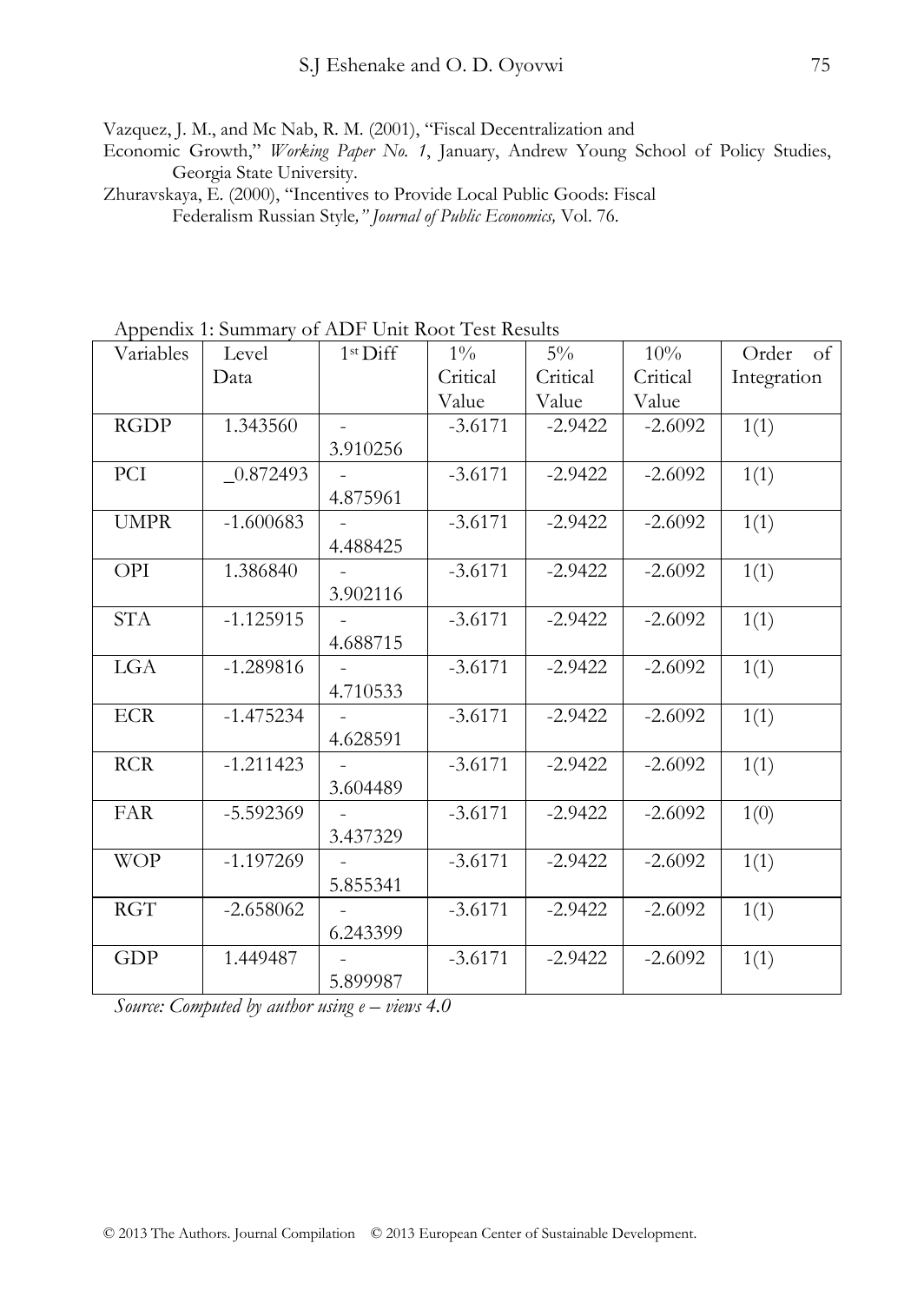Vazquez, J. M., and Mc Nab, R. M. (2001), "Fiscal Decentralization and Economic Growth," *Working Paper No. 1*, January, Andrew Young School of Policy Studies, Georgia State University.

Zhuravskaya, E. (2000), "Incentives to Provide Local Public Goods: Fiscal Federalism Russian Style," *Journal of Public Economics,* Vol. 76.

Appendix 1: Summary of ADF Unit Root Test Results

| Variables | Level Data | 1st Diff | 1% Critical Value | 5% Critical Value | 10% Critical Value | Order of Integration |
|---|---|---|---|---|---|---|
| RGDP | 1.343560 | - 3.910256 | -3.6171 | -2.9422 | -2.6092 | 1(1) |
| PCI | _0.872493 | - 4.875961 | -3.6171 | -2.9422 | -2.6092 | 1(1) |
| UMPR | -1.600683 | - 4.488425 | -3.6171 | -2.9422 | -2.6092 | 1(1) |
| OPI | 1.386840 | - 3.902116 | -3.6171 | -2.9422 | -2.6092 | 1(1) |
| STA | -1.125915 | - 4.688715 | -3.6171 | -2.9422 | -2.6092 | 1(1) |
| LGA | -1.289816 | - 4.710533 | -3.6171 | -2.9422 | -2.6092 | 1(1) |
| ECR | -1.475234 | - 4.628591 | -3.6171 | -2.9422 | -2.6092 | 1(1) |
| RCR | -1.211423 | - 3.604489 | -3.6171 | -2.9422 | -2.6092 | 1(1) |
| FAR | -5.592369 | - 3.437329 | -3.6171 | -2.9422 | -2.6092 | 1(0) |
| WOP | -1.197269 | - 5.855341 | -3.6171 | -2.9422 | -2.6092 | 1(1) |
| RGT | -2.658062 | - 6.243399 | -3.6171 | -2.9422 | -2.6092 | 1(1) |
| GDP | 1.449487 | - 5.899987 | -3.6171 | -2.9422 | -2.6092 | 1(1) |

*Source: Computed by author using e – views 4.0*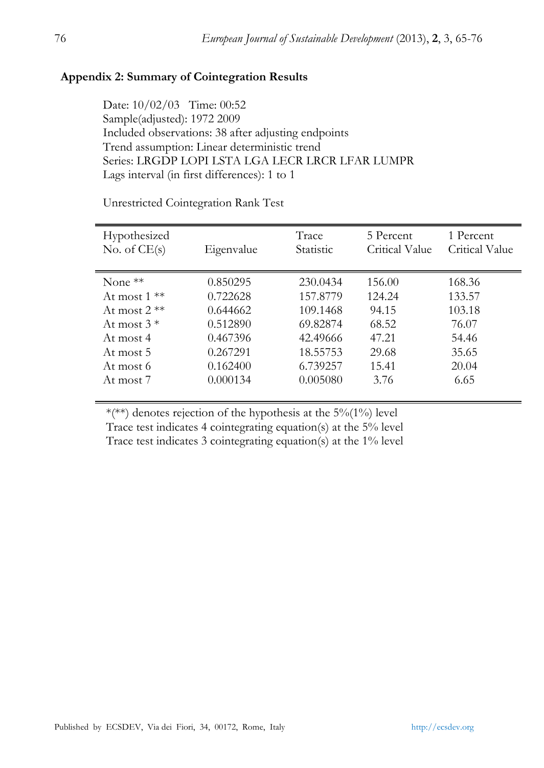**Appendix 2: Summary of Cointegration Results**

Date: 10/02/03 Time: 00:52
Sample(adjusted): 1972 2009
Included observations: 38 after adjusting endpoints
Trend assumption: Linear deterministic trend
Series: LRGDP LOPI LSTA LGA LECR LRCR LFAR LUMPR
Lags interval (in first differences): 1 to 1

Unrestricted Cointegration Rank Test

| Hypothesized No. of CE(s) | Eigenvalue | Trace Statistic | 5 Percent Critical Value | 1 Percent Critical Value |
|---|---|---|---|---|
| None ** | 0.850295 | 230.0434 | 156.00 | 168.36 |
| At most 1 ** | 0.722628 | 157.8779 | 124.24 | 133.57 |
| At most 2 ** | 0.644662 | 109.1468 | 94.15 | 103.18 |
| At most 3 * | 0.512890 | 69.82874 | 68.52 | 76.07 |
| At most 4 | 0.467396 | 42.49666 | 47.21 | 54.46 |
| At most 5 | 0.267291 | 18.55753 | 29.68 | 35.65 |
| At most 6 | 0.162400 | 6.739257 | 15.41 | 20.04 |
| At most 7 | 0.000134 | 0.005080 | 3.76 | 6.65 |

*(**) denotes rejection of the hypothesis at the 5%(1%) level
Trace test indicates 4 cointegrating equation(s) at the 5% level
Trace test indicates 3 cointegrating equation(s) at the 1% level